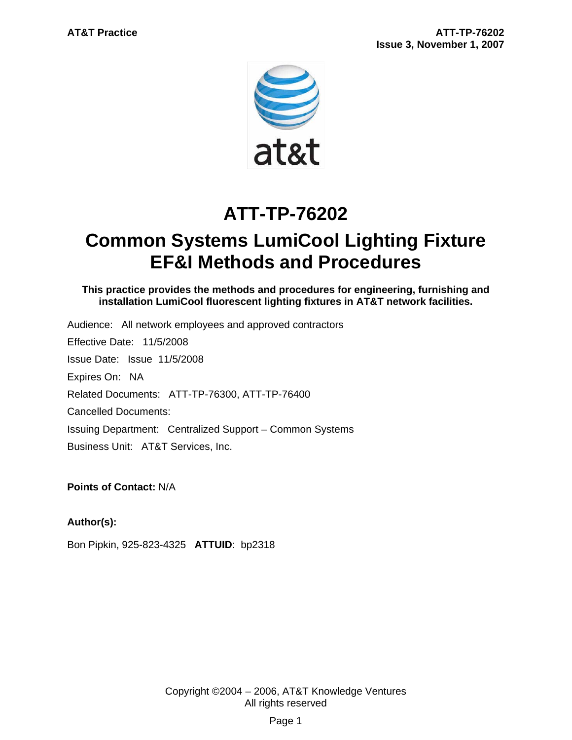# ATT-TP-76202

# Common Systems LumiCool Lighting Fixture EF&I Methods and Procedures

**This practice provides the methods and procedures for engineering, furnishing and installation LumiCool fluorescent lighting fixtures in AT&T network facilities.**

Audience: All network employees and approved contractors

Effective Date: 11/5/2008

Issue Date: Issue 11/5/2008

Expires On: NA

Related Documents: ATT-TP-76300, ATT-TP-76400

Cancelled Documents:

Issuing Department: Centralized Support – Common Systems

Business Unit: AT&T Services, Inc.

**Points of Contact:** N/A

**Author(s):**

Bon Pipkin, 925-823-4325 **ATTUID**: bp2318

Copyright ©2004 – 2006, AT&T Knowledge Ventures
All rights reserved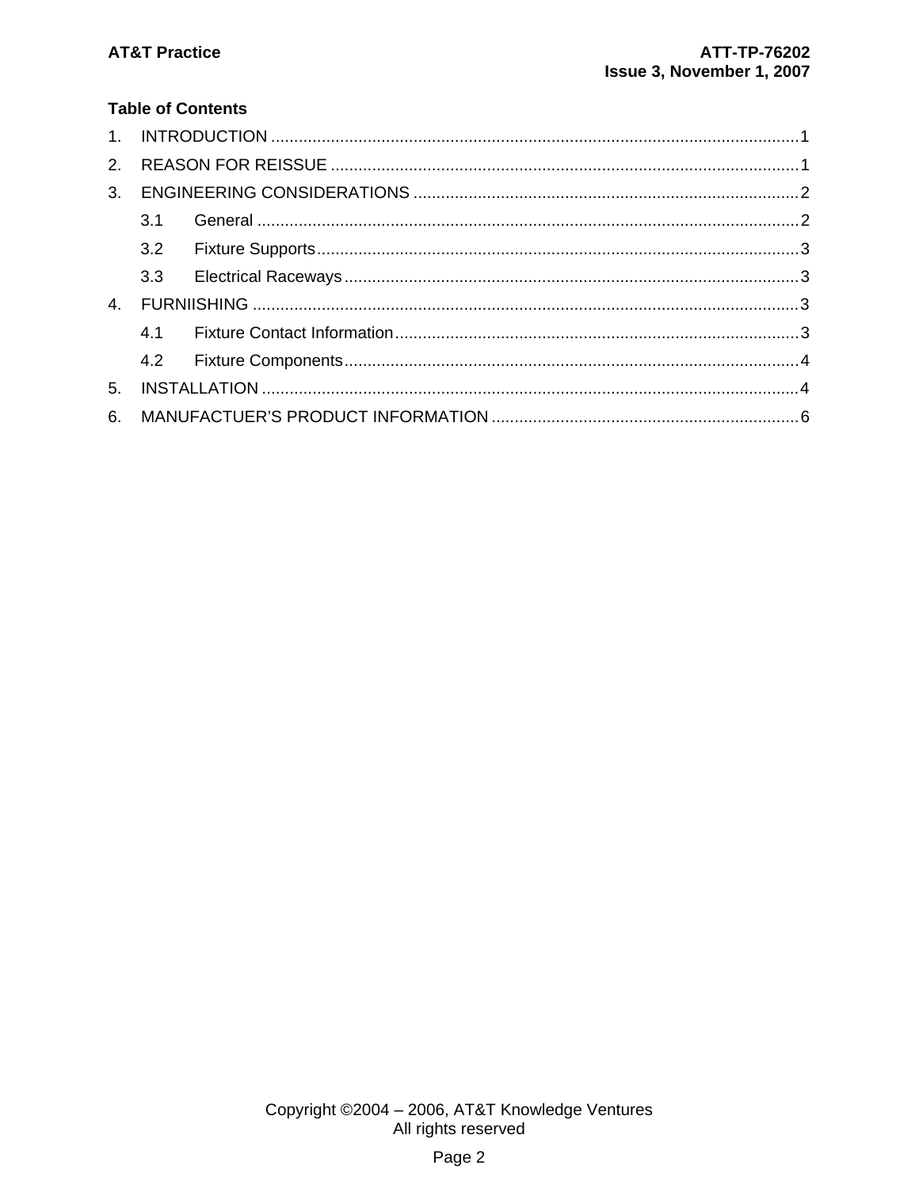**Table of Contents**

1. INTRODUCTION ..... 1
2. REASON FOR REISSUE ..... 1
3. ENGINEERING CONSIDERATIONS ..... 2
   - 3.1 General ..... 2
   - 3.2 Fixture Supports ..... 3
   - 3.3 Electrical Raceways ..... 3
4. FURNIISHING ..... 3
   - 4.1 Fixture Contact Information ..... 3
   - 4.2 Fixture Components ..... 4
5. INSTALLATION ..... 4
6. MANUFACTUER'S PRODUCT INFORMATION ..... 6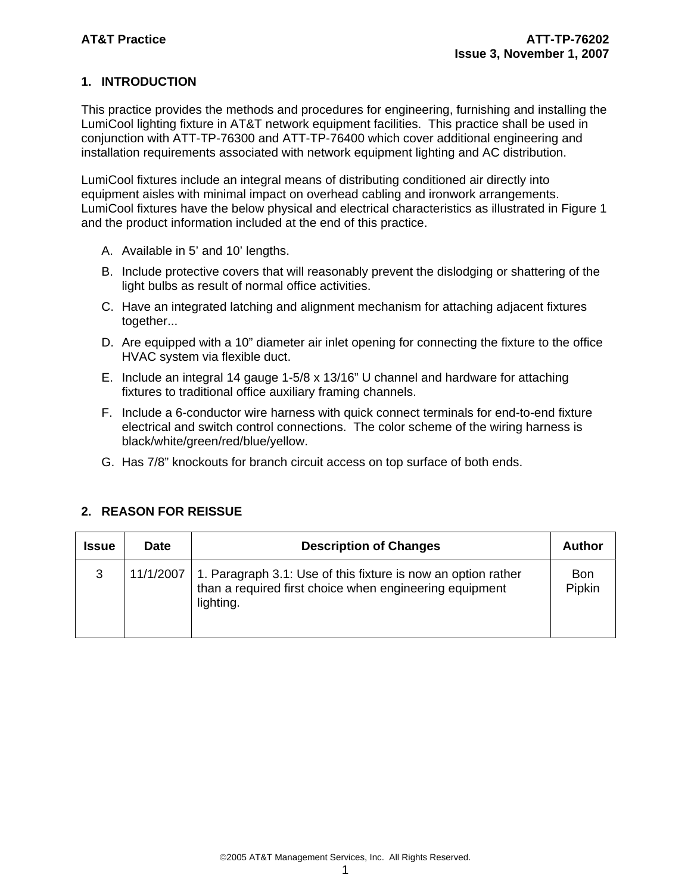## 1. INTRODUCTION

This practice provides the methods and procedures for engineering, furnishing and installing the LumiCool lighting fixture in AT&T network equipment facilities. This practice shall be used in conjunction with ATT-TP-76300 and ATT-TP-76400 which cover additional engineering and installation requirements associated with network equipment lighting and AC distribution.

LumiCool fixtures include an integral means of distributing conditioned air directly into equipment aisles with minimal impact on overhead cabling and ironwork arrangements. LumiCool fixtures have the below physical and electrical characteristics as illustrated in Figure 1 and the product information included at the end of this practice.

A. Available in 5' and 10' lengths.

B. Include protective covers that will reasonably prevent the dislodging or shattering of the light bulbs as result of normal office activities.

C. Have an integrated latching and alignment mechanism for attaching adjacent fixtures together...

D. Are equipped with a 10" diameter air inlet opening for connecting the fixture to the office HVAC system via flexible duct.

E. Include an integral 14 gauge 1-5/8 x 13/16" U channel and hardware for attaching fixtures to traditional office auxiliary framing channels.

F. Include a 6-conductor wire harness with quick connect terminals for end-to-end fixture electrical and switch control connections. The color scheme of the wiring harness is black/white/green/red/blue/yellow.

G. Has 7/8" knockouts for branch circuit access on top surface of both ends.

## 2. REASON FOR REISSUE

| Issue | Date | Description of Changes | Author |
|---|---|---|---|
| 3 | 11/1/2007 | 1. Paragraph 3.1: Use of this fixture is now an option rather than a required first choice when engineering equipment lighting. | Bon Pipkin |

©2005 AT&T Management Services, Inc. All Rights Reserved.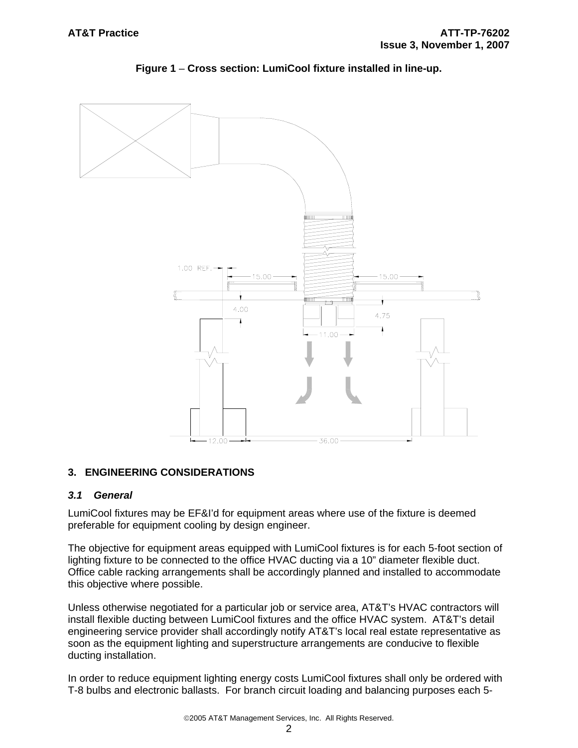**Figure 1 – Cross section: LumiCool fixture installed in line-up.**

## 3. ENGINEERING CONSIDERATIONS

### *3.1 General*

LumiCool fixtures may be EF&I'd for equipment areas where use of the fixture is deemed preferable for equipment cooling by design engineer.

The objective for equipment areas equipped with LumiCool fixtures is for each 5-foot section of lighting fixture to be connected to the office HVAC ducting via a 10" diameter flexible duct. Office cable racking arrangements shall be accordingly planned and installed to accommodate this objective where possible.

Unless otherwise negotiated for a particular job or service area, AT&T's HVAC contractors will install flexible ducting between LumiCool fixtures and the office HVAC system. AT&T's detail engineering service provider shall accordingly notify AT&T's local real estate representative as soon as the equipment lighting and superstructure arrangements are conducive to flexible ducting installation.

In order to reduce equipment lighting energy costs LumiCool fixtures shall only be ordered with T-8 bulbs and electronic ballasts. For branch circuit loading and balancing purposes each 5-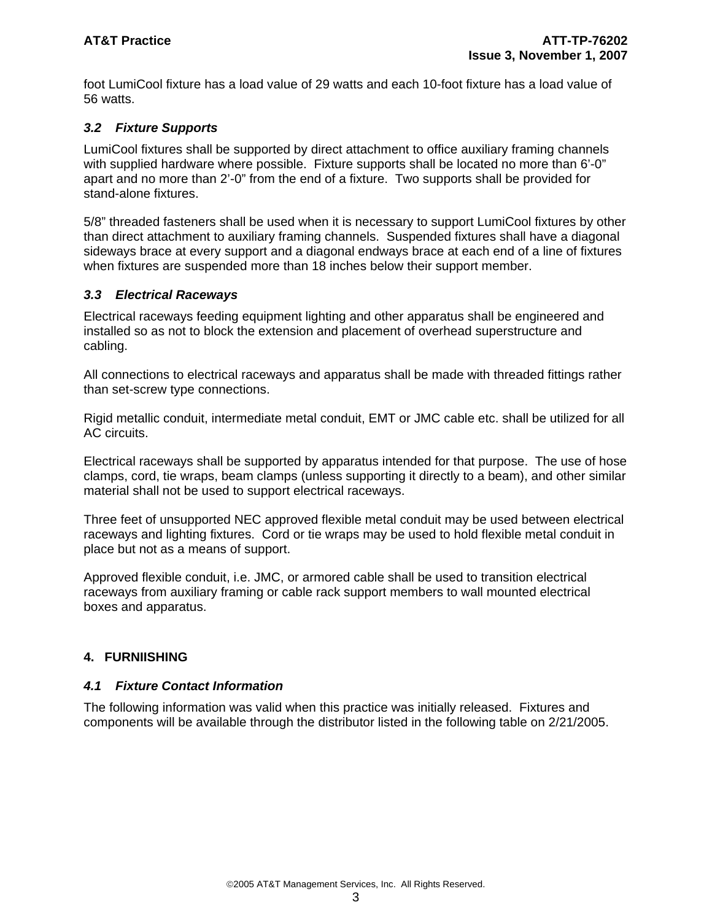foot LumiCool fixture has a load value of 29 watts and each 10-foot fixture has a load value of 56 watts.

### *3.2 Fixture Supports*

LumiCool fixtures shall be supported by direct attachment to office auxiliary framing channels with supplied hardware where possible. Fixture supports shall be located no more than 6'-0" apart and no more than 2'-0" from the end of a fixture. Two supports shall be provided for stand-alone fixtures.

5/8" threaded fasteners shall be used when it is necessary to support LumiCool fixtures by other than direct attachment to auxiliary framing channels. Suspended fixtures shall have a diagonal sideways brace at every support and a diagonal endways brace at each end of a line of fixtures when fixtures are suspended more than 18 inches below their support member.

### *3.3 Electrical Raceways*

Electrical raceways feeding equipment lighting and other apparatus shall be engineered and installed so as not to block the extension and placement of overhead superstructure and cabling.

All connections to electrical raceways and apparatus shall be made with threaded fittings rather than set-screw type connections.

Rigid metallic conduit, intermediate metal conduit, EMT or JMC cable etc. shall be utilized for all AC circuits.

Electrical raceways shall be supported by apparatus intended for that purpose. The use of hose clamps, cord, tie wraps, beam clamps (unless supporting it directly to a beam), and other similar material shall not be used to support electrical raceways.

Three feet of unsupported NEC approved flexible metal conduit may be used between electrical raceways and lighting fixtures. Cord or tie wraps may be used to hold flexible metal conduit in place but not as a means of support.

Approved flexible conduit, i.e. JMC, or armored cable shall be used to transition electrical raceways from auxiliary framing or cable rack support members to wall mounted electrical boxes and apparatus.

## 4. FURNIISHING

### *4.1 Fixture Contact Information*

The following information was valid when this practice was initially released. Fixtures and components will be available through the distributor listed in the following table on 2/21/2005.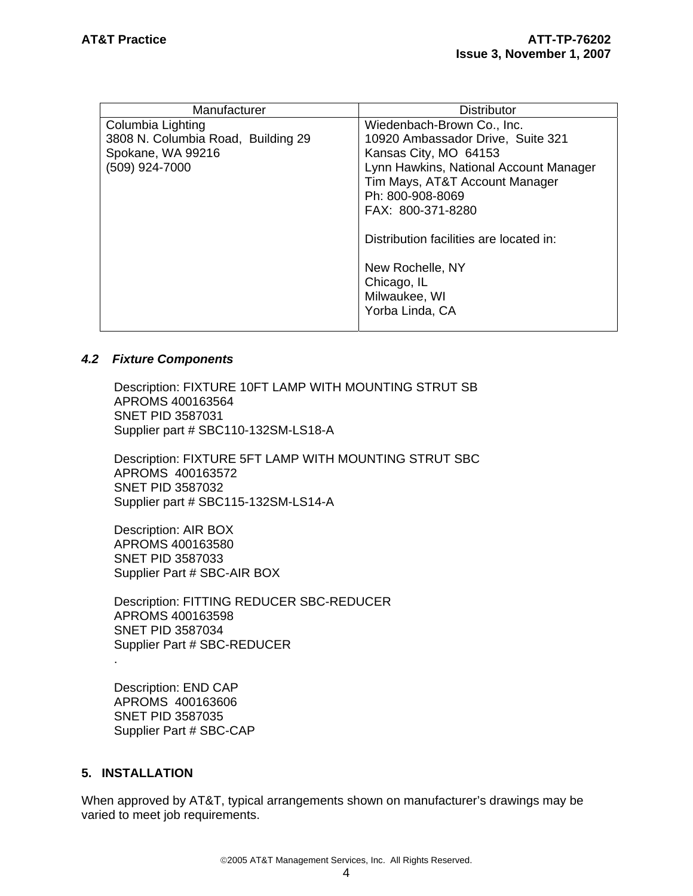| Manufacturer | Distributor |
|---|---|
| Columbia Lighting<br>3808 N. Columbia Road, Building 29<br>Spokane, WA 99216<br>(509) 924-7000 | Wiedenbach-Brown Co., Inc.<br>10920 Ambassador Drive, Suite 321<br>Kansas City, MO 64153<br>Lynn Hawkins, National Account Manager<br>Tim Mays, AT&T Account Manager<br>Ph: 800-908-8069<br>FAX: 800-371-8280<br><br>Distribution facilities are located in:<br><br>New Rochelle, NY<br>Chicago, IL<br>Milwaukee, WI<br>Yorba Linda, CA |

### *4.2 Fixture Components*

Description: FIXTURE 10FT LAMP WITH MOUNTING STRUT SB
APROMS 400163564
SNET PID 3587031
Supplier part # SBC110-132SM-LS18-A

Description: FIXTURE 5FT LAMP WITH MOUNTING STRUT SBC
APROMS 400163572
SNET PID 3587032
Supplier part # SBC115-132SM-LS14-A

Description: AIR BOX
APROMS 400163580
SNET PID 3587033
Supplier Part # SBC-AIR BOX

Description: FITTING REDUCER SBC-REDUCER
APROMS 400163598
SNET PID 3587034
Supplier Part # SBC-REDUCER
.

Description: END CAP
APROMS 400163606
SNET PID 3587035
Supplier Part # SBC-CAP

## 5. INSTALLATION

When approved by AT&T, typical arrangements shown on manufacturer's drawings may be varied to meet job requirements.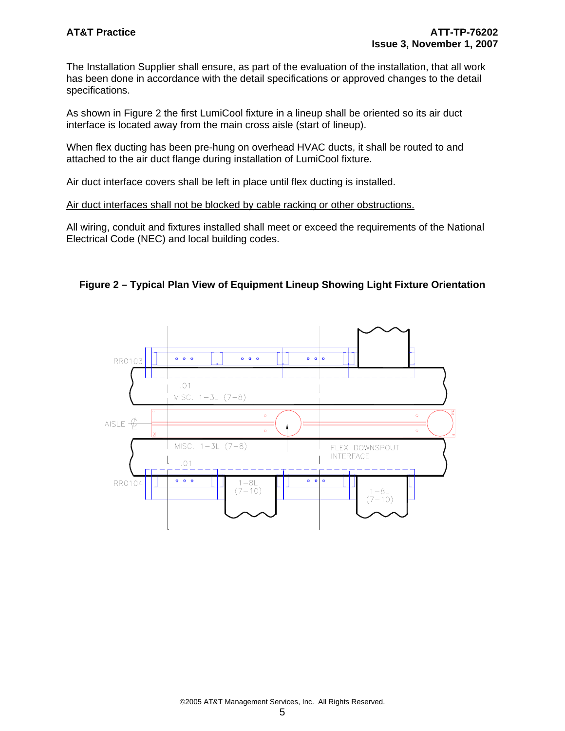The Installation Supplier shall ensure, as part of the evaluation of the installation, that all work has been done in accordance with the detail specifications or approved changes to the detail specifications.

As shown in Figure 2 the first LumiCool fixture in a lineup shall be oriented so its air duct interface is located away from the main cross aisle (start of lineup).

When flex ducting has been pre-hung on overhead HVAC ducts, it shall be routed to and attached to the air duct flange during installation of LumiCool fixture.

Air duct interface covers shall be left in place until flex ducting is installed.

<u>Air duct interfaces shall not be blocked by cable racking or other obstructions.</u>

All wiring, conduit and fixtures installed shall meet or exceed the requirements of the National Electrical Code (NEC) and local building codes.

**Figure 2 – Typical Plan View of Equipment Lineup Showing Light Fixture Orientation**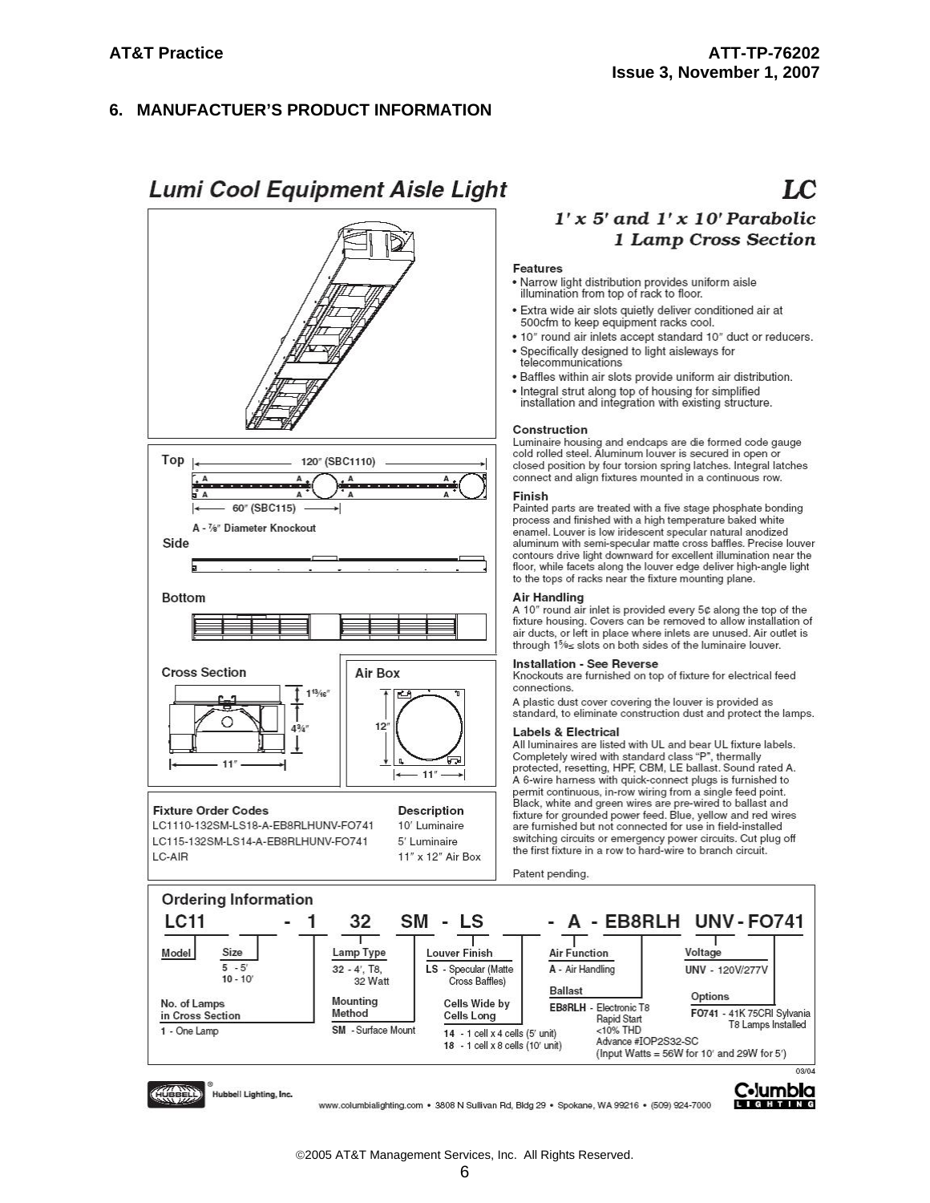## 6. MANUFACTUER'S PRODUCT INFORMATION

# Lumi Cool Equipment Aisle Light

**LC**

***1' x 5' and 1' x 10' Parabolic 1 Lamp Cross Section***

### Features

- Narrow light distribution provides uniform aisle illumination from top of rack to floor.
- Extra wide air slots quietly deliver conditioned air at 500cfm to keep equipment racks cool.
- 10" round air inlets accept standard 10" duct or reducers.
- Specifically designed to light aisleways for telecommunications
- Baffles within air slots provide uniform air distribution.
- Integral strut along top of housing for simplified installation and integration with existing structure.

### Construction

Luminaire housing and endcaps are die formed code gauge cold rolled steel. Aluminum louver is secured in open or closed position by four torsion spring latches. Integral latches connect and align fixtures mounted in a continuous row.

### Finish

Painted parts are treated with a five stage phosphate bonding process and finished with a high temperature baked white enamel. Louver is low iridescent specular natural anodized aluminum with semi-specular matte cross baffles. Precise louver contours drive light downward for excellent illumination near the floor, while facets along the louver edge deliver high-angle light to the tops of racks near the fixture mounting plane.

### Air Handling

A 10" round air inlet is provided every 5¢ along the top of the fixture housing. Covers can be removed to allow installation of air ducts, or left in place where inlets are unused. Air outlet is through 1⅝≤ slots on both sides of the luminaire louver.

### Installation - See Reverse

Knockouts are furnished on top of fixture for electrical feed connections.

A plastic dust cover covering the louver is provided as standard, to eliminate construction dust and protect the lamps.

### Labels & Electrical

All luminaires are listed with UL and bear UL fixture labels. Completely wired with standard class "P", thermally protected, resetting, HPF, CBM, LE ballast. Sound rated A. A 6-wire harness with quick-connect plugs is furnished to permit continuous, in-row wiring from a single feed point. Black, white and green wires are pre-wired to ballast and fixture for grounded power feed. Blue, yellow and red wires are furnished but not connected for use in field-installed switching circuits or emergency power circuits. Cut plug off the first fixture in a row to hard-wire to branch circuit.

Patent pending.

**Top**

120" (SBC1110)

60" (SBC115)

A - ⅞" Diameter Knockout

**Side**

**Bottom**

**Cross Section**

1¹³⁄₁₆"

4¾"

11"

**Air Box**

12"

11"

| Fixture Order Codes | Description |
|---|---|
| LC1110-132SM-LS18-A-EB8RLHUNV-FO741 | 10' Luminaire |
| LC115-132SM-LS14-A-EB8RLHUNV-FO741 | 5' Luminaire |
| LC-AIR | 11" x 12" Air Box |

### Ordering Information

**LC11 ___ - 1 32 SM - LS ___ - A - EB8RLH UNV - FO741**

**Model**

**Size**
- 5 - 5'
- 10 - 10'

**No. of Lamps in Cross Section**
- 1 - One Lamp

**Lamp Type**
- 32 - 4', T8, 32 Watt

**Mounting Method**
- SM - Surface Mount

**Louver Finish**
- LS - Specular (Matte Cross Baffles)

**Cells Wide by Cells Long**
- 14 - 1 cell x 4 cells (5' unit)
- 18 - 1 cell x 8 cells (10' unit)

**Air Function**
- A - Air Handling

**Ballast**
- EB8RLH - Electronic T8 Rapid Start <10% THD Advance #IOP2S32-SC (Input Watts = 56W for 10' and 29W for 5')

**Voltage**
- UNV - 120V/277V

**Options**
- FO741 - 41K 75CRI Sylvania T8 Lamps Installed

03/04

Hubbell Lighting, Inc.

Columbia Lighting

www.columbialighting.com • 3808 N Sullivan Rd, Bldg 29 • Spokane, WA 99216 • (509) 924-7000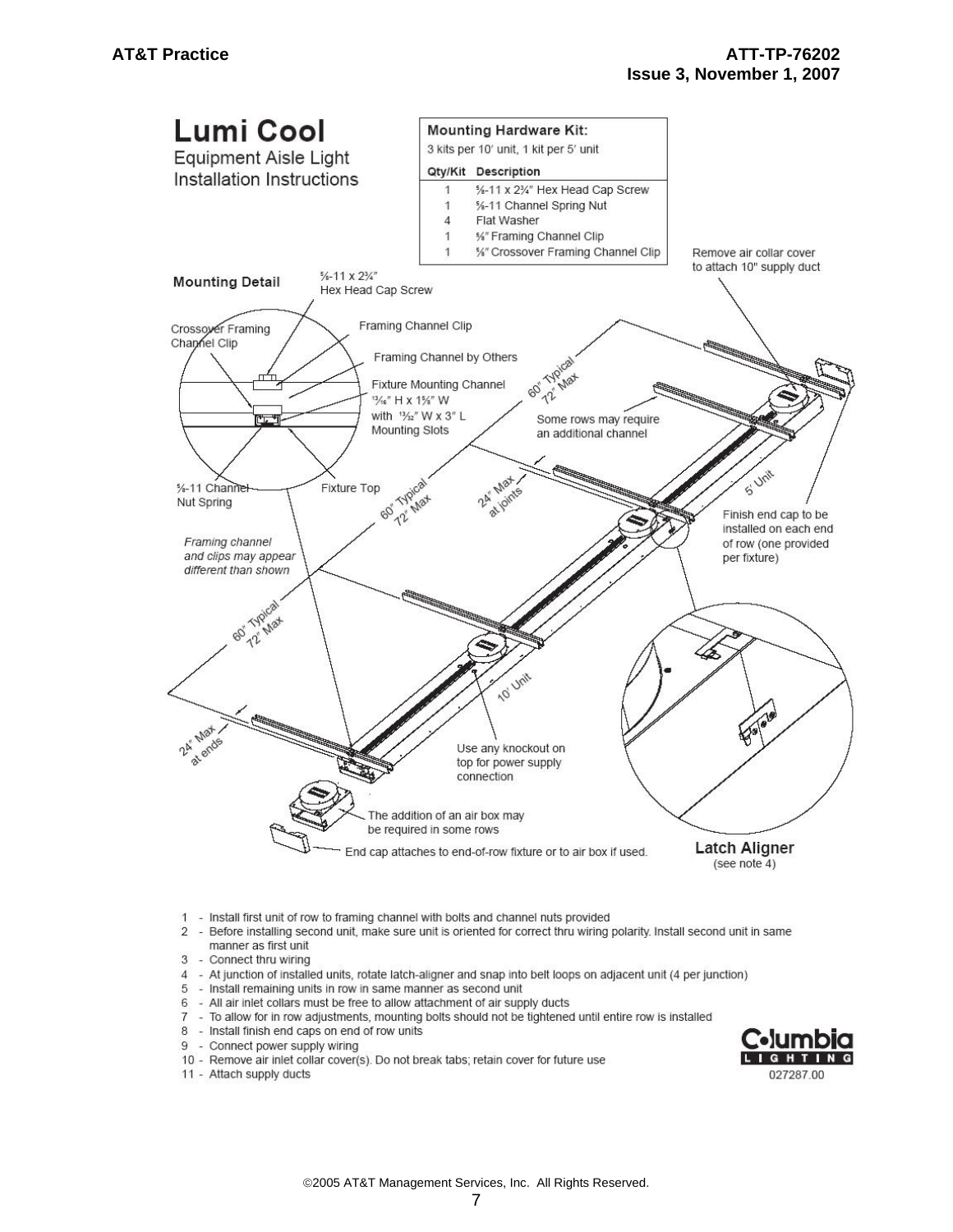# Lumi Cool

Equipment Aisle Light
Installation Instructions

**Mounting Hardware Kit:**

3 kits per 10′ unit, 1 kit per 5′ unit

| Qty/Kit | Description |
|---|---|
| 1 | ⅝-11 x 2¾″ Hex Head Cap Screw |
| 1 | ⅝-11 Channel Spring Nut |
| 4 | Flat Washer |
| 1 | ⅝″ Framing Channel Clip |
| 1 | ⅝″ Crossover Framing Channel Clip |

**Mounting Detail**

⅝-11 x 2¾″ Hex Head Cap Screw

Crossover Framing Channel Clip

Framing Channel Clip

Framing Channel by Others

Fixture Mounting Channel ¹³⁄₁₆″ H x 1⅝″ W with ¹³⁄₃₂″ W x 3″ L Mounting Slots

⅝-11 Channel Nut Spring

Fixture Top

*Framing channel and clips may appear different than shown*

Remove air collar cover to attach 10″ supply duct

60″ Typical 72″ Max

Some rows may require an additional channel

24″ Max at joints

5′ Unit

Finish end cap to be installed on each end of row (one provided per fixture)

10′ Unit

24″ Max at ends

Use any knockout on top for power supply connection

The addition of an air box may be required in some rows

End cap attaches to end-of-row fixture or to air box if used.

**Latch Aligner**
(see note 4)

1 - Install first unit of row to framing channel with bolts and channel nuts provided
2 - Before installing second unit, make sure unit is oriented for correct thru wiring polarity. Install second unit in same manner as first unit
3 - Connect thru wiring
4 - At junction of installed units, rotate latch-aligner and snap into belt loops on adjacent unit (4 per junction)
5 - Install remaining units in row in same manner as second unit
6 - All air inlet collars must be free to allow attachment of air supply ducts
7 - To allow for in row adjustments, mounting bolts should not be tightened until entire row is installed
8 - Install finish end caps on end of row units
9 - Connect power supply wiring
10 - Remove air inlet collar cover(s). Do not break tabs; retain cover for future use
11 - Attach supply ducts

Columbia Lighting
027287.00

©2005 AT&T Management Services, Inc. All Rights Reserved.